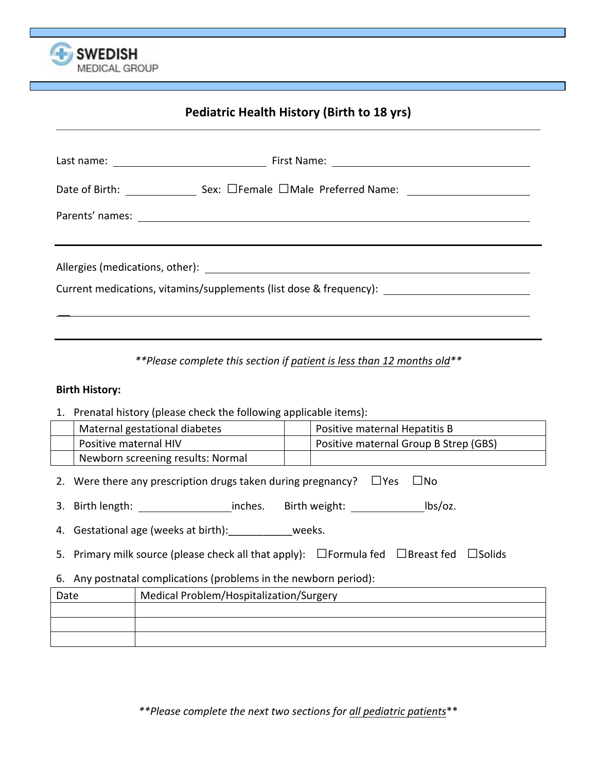SWEDISH MEDICAL GROUP

# Pediatric Health History (Birth to 18 yrs)

Last name: ______________________ First Name: ______________________

Date of Birth: __________ Sex: ☐Female ☐Male Preferred Name: ______________

Parents' names: ______________________________________________

---

Allergies (medications, other): ______________________________________

Current medications, vitamins/supplements (list dose & frequency): ______________

______________________________________________________________

---

*\*\*Please complete this section if patient is less than 12 months old\*\**

**Birth History:**

1. Prenatal history (please check the following applicable items):

| | | | |
|---|---|---|---|
| | Maternal gestational diabetes | | Positive maternal Hepatitis B |
| | Positive maternal HIV | | Positive maternal Group B Strep (GBS) |
| | Newborn screening results: Normal | | |

2. Were there any prescription drugs taken during pregnancy? ☐Yes ☐No
3. Birth length: ____________inches. Birth weight: __________lbs/oz.
4. Gestational age (weeks at birth):___________weeks.
5. Primary milk source (please check all that apply): ☐Formula fed ☐Breast fed ☐Solids
6. Any postnatal complications (problems in the newborn period):

| Date | Medical Problem/Hospitalization/Surgery |
|---|---|
| | |
| | |
| | |

*\*\*Please complete the next two sections for all pediatric patients\*\**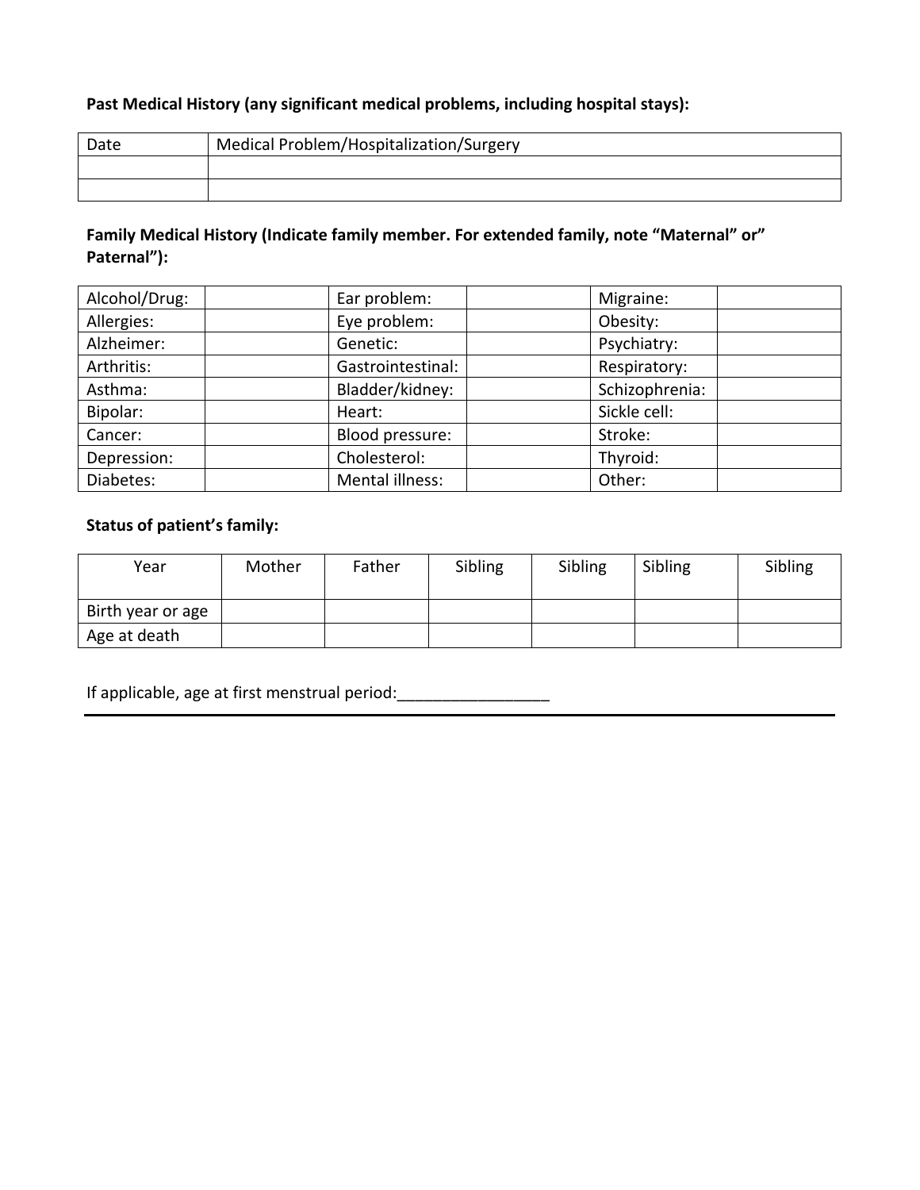**Past Medical History (any significant medical problems, including hospital stays):**

| Date | Medical Problem/Hospitalization/Surgery |
|---|---|
| | |
| | |

**Family Medical History (Indicate family member. For extended family, note “Maternal” or” Paternal”):**

| | | | | | |
|---|---|---|---|---|---|
| Alcohol/Drug: | | Ear problem: | | Migraine: | |
| Allergies: | | Eye problem: | | Obesity: | |
| Alzheimer: | | Genetic: | | Psychiatry: | |
| Arthritis: | | Gastrointestinal: | | Respiratory: | |
| Asthma: | | Bladder/kidney: | | Schizophrenia: | |
| Bipolar: | | Heart: | | Sickle cell: | |
| Cancer: | | Blood pressure: | | Stroke: | |
| Depression: | | Cholesterol: | | Thyroid: | |
| Diabetes: | | Mental illness: | | Other: | |

**Status of patient’s family:**

| Year | Mother | Father | Sibling | Sibling | Sibling | Sibling |
|---|---|---|---|---|---|---|
| Birth year or age | | | | | | |
| Age at death | | | | | | |

If applicable, age at first menstrual period:_________________